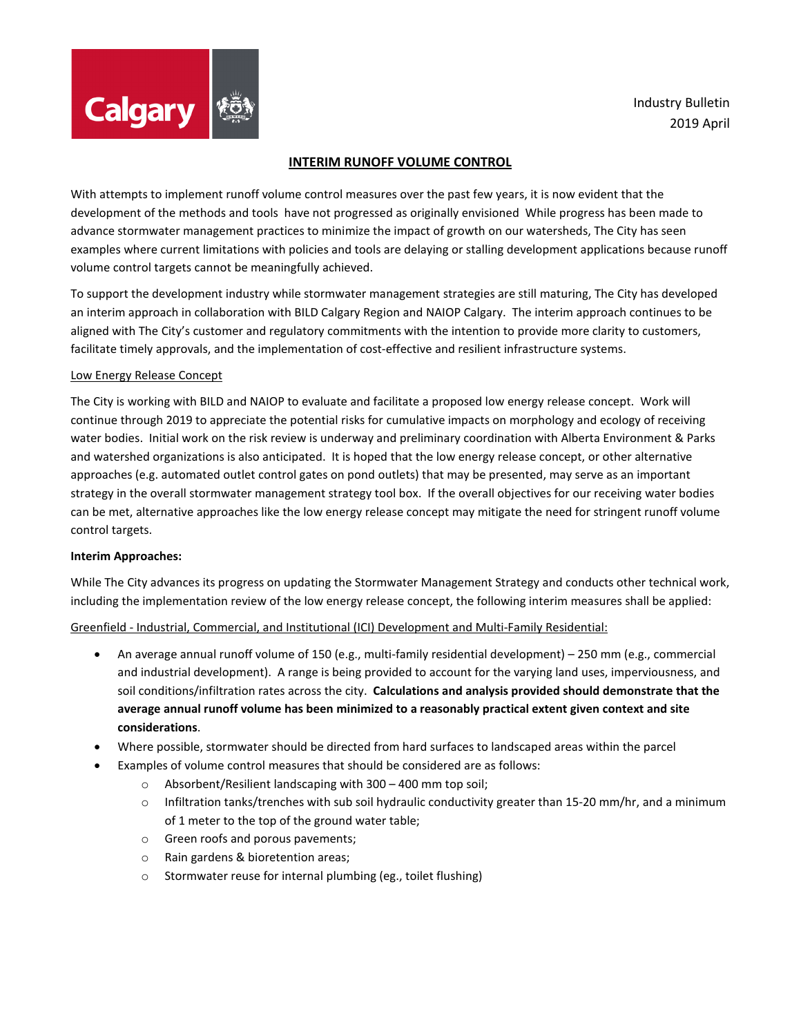Industry Bulletin
2019 April

# INTERIM RUNOFF VOLUME CONTROL

With attempts to implement runoff volume control measures over the past few years, it is now evident that the development of the methods and tools have not progressed as originally envisioned While progress has been made to advance stormwater management practices to minimize the impact of growth on our watersheds, The City has seen examples where current limitations with policies and tools are delaying or stalling development applications because runoff volume control targets cannot be meaningfully achieved.

To support the development industry while stormwater management strategies are still maturing, The City has developed an interim approach in collaboration with BILD Calgary Region and NAIOP Calgary. The interim approach continues to be aligned with The City's customer and regulatory commitments with the intention to provide more clarity to customers, facilitate timely approvals, and the implementation of cost-effective and resilient infrastructure systems.

## Low Energy Release Concept

The City is working with BILD and NAIOP to evaluate and facilitate a proposed low energy release concept. Work will continue through 2019 to appreciate the potential risks for cumulative impacts on morphology and ecology of receiving water bodies. Initial work on the risk review is underway and preliminary coordination with Alberta Environment & Parks and watershed organizations is also anticipated. It is hoped that the low energy release concept, or other alternative approaches (e.g. automated outlet control gates on pond outlets) that may be presented, may serve as an important strategy in the overall stormwater management strategy tool box. If the overall objectives for our receiving water bodies can be met, alternative approaches like the low energy release concept may mitigate the need for stringent runoff volume control targets.

## Interim Approaches:

While The City advances its progress on updating the Stormwater Management Strategy and conducts other technical work, including the implementation review of the low energy release concept, the following interim measures shall be applied:

### Greenfield - Industrial, Commercial, and Institutional (ICI) Development and Multi-Family Residential:

- An average annual runoff volume of 150 (e.g., multi-family residential development) – 250 mm (e.g., commercial and industrial development). A range is being provided to account for the varying land uses, imperviousness, and soil conditions/infiltration rates across the city. **Calculations and analysis provided should demonstrate that the average annual runoff volume has been minimized to a reasonably practical extent given context and site considerations**.
- Where possible, stormwater should be directed from hard surfaces to landscaped areas within the parcel
- Examples of volume control measures that should be considered are as follows:
  - Absorbent/Resilient landscaping with 300 – 400 mm top soil;
  - Infiltration tanks/trenches with sub soil hydraulic conductivity greater than 15-20 mm/hr, and a minimum of 1 meter to the top of the ground water table;
  - Green roofs and porous pavements;
  - Rain gardens & bioretention areas;
  - Stormwater reuse for internal plumbing (eg., toilet flushing)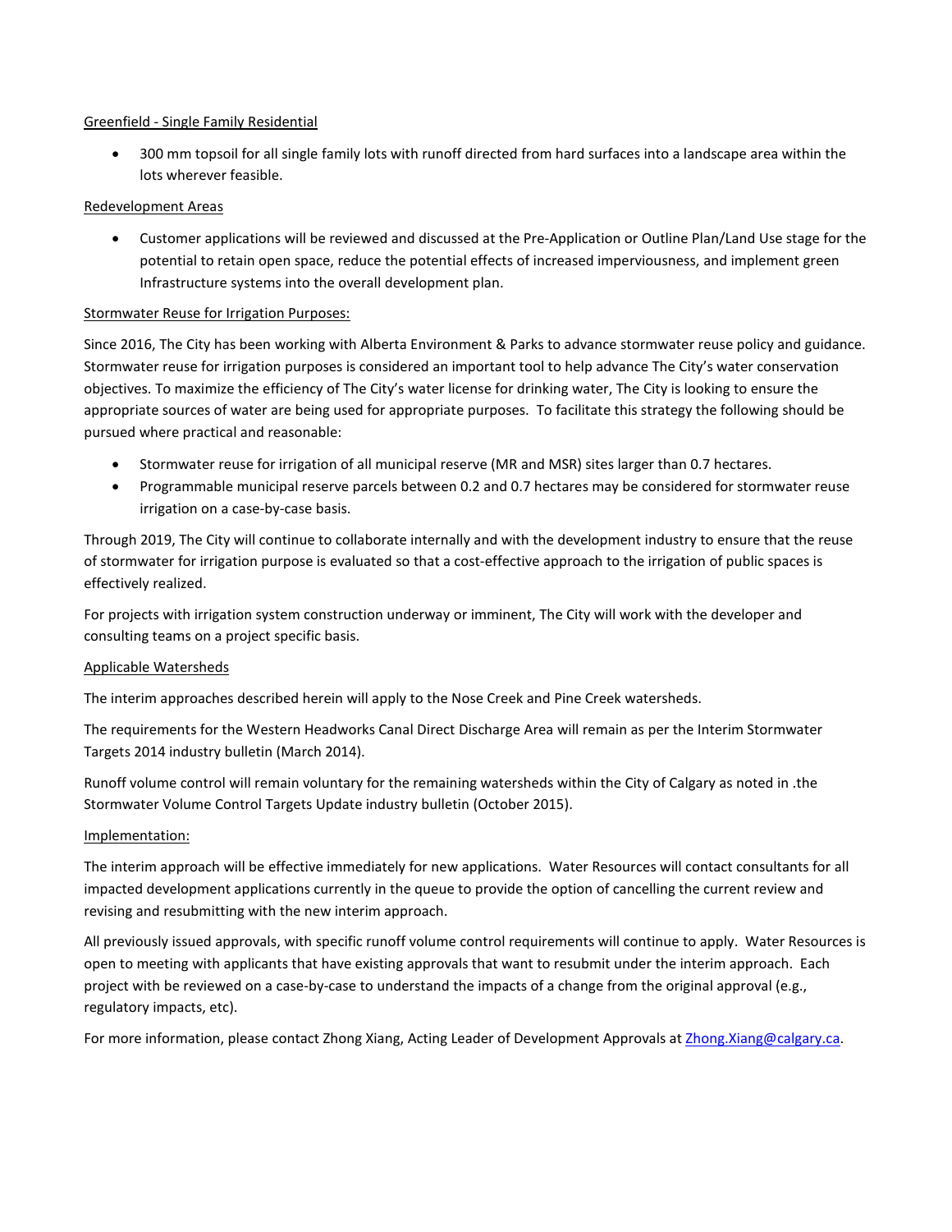Greenfield - Single Family Residential

- 300 mm topsoil for all single family lots with runoff directed from hard surfaces into a landscape area within the lots wherever feasible.

Redevelopment Areas

- Customer applications will be reviewed and discussed at the Pre-Application or Outline Plan/Land Use stage for the potential to retain open space, reduce the potential effects of increased imperviousness, and implement green Infrastructure systems into the overall development plan.

Stormwater Reuse for Irrigation Purposes:

Since 2016, The City has been working with Alberta Environment & Parks to advance stormwater reuse policy and guidance. Stormwater reuse for irrigation purposes is considered an important tool to help advance The City's water conservation objectives. To maximize the efficiency of The City's water license for drinking water, The City is looking to ensure the appropriate sources of water are being used for appropriate purposes. To facilitate this strategy the following should be pursued where practical and reasonable:

- Stormwater reuse for irrigation of all municipal reserve (MR and MSR) sites larger than 0.7 hectares.
- Programmable municipal reserve parcels between 0.2 and 0.7 hectares may be considered for stormwater reuse irrigation on a case-by-case basis.

Through 2019, The City will continue to collaborate internally and with the development industry to ensure that the reuse of stormwater for irrigation purpose is evaluated so that a cost-effective approach to the irrigation of public spaces is effectively realized.

For projects with irrigation system construction underway or imminent, The City will work with the developer and consulting teams on a project specific basis.

Applicable Watersheds

The interim approaches described herein will apply to the Nose Creek and Pine Creek watersheds.

The requirements for the Western Headworks Canal Direct Discharge Area will remain as per the Interim Stormwater Targets 2014 industry bulletin (March 2014).

Runoff volume control will remain voluntary for the remaining watersheds within the City of Calgary as noted in .the Stormwater Volume Control Targets Update industry bulletin (October 2015).

Implementation:

The interim approach will be effective immediately for new applications. Water Resources will contact consultants for all impacted development applications currently in the queue to provide the option of cancelling the current review and revising and resubmitting with the new interim approach.

All previously issued approvals, with specific runoff volume control requirements will continue to apply. Water Resources is open to meeting with applicants that have existing approvals that want to resubmit under the interim approach. Each project with be reviewed on a case-by-case to understand the impacts of a change from the original approval (e.g., regulatory impacts, etc).

For more information, please contact Zhong Xiang, Acting Leader of Development Approvals at Zhong.Xiang@calgary.ca.